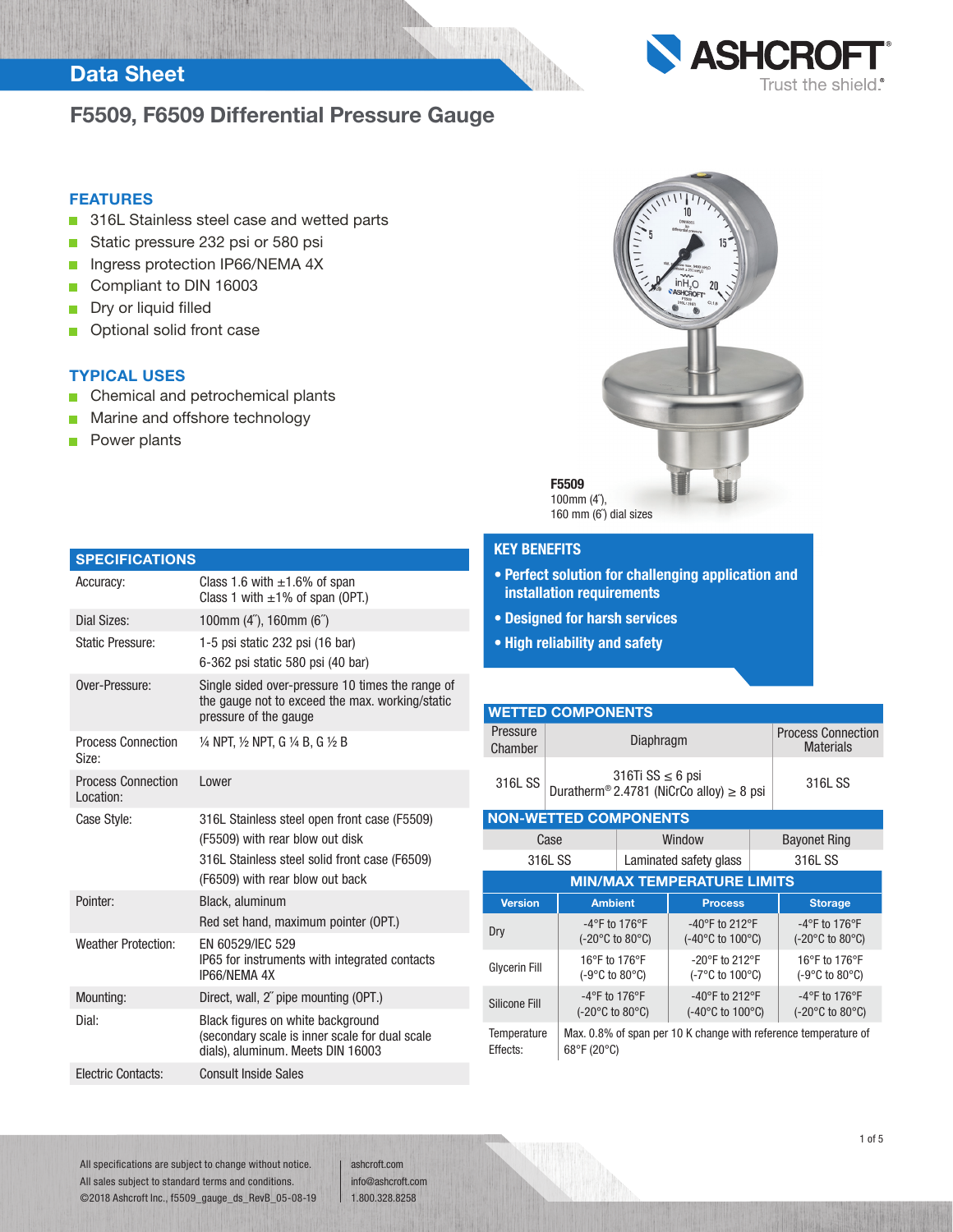Data Sheet

# F5509, F6509 Differential Pressure Gauge

## FEATURES

- 316L Stainless steel case and wetted parts
- Static pressure 232 psi or 580 psi
- Ingress protection IP66/NEMA 4X
- Compliant to DIN 16003
- Dry or liquid filled
- Optional solid front case

## TYPICAL USES

- Chemical and petrochemical plants
- Marine and offshore technology
- Power plants

**F5509**
100mm (4˝),
160 mm (6˝) dial sizes

## SPECIFICATIONS

| | |
|---|---|
| Accuracy: | Class 1.6 with ±1.6% of span<br>Class 1 with ±1% of span (OPT.) |
| Dial Sizes: | 100mm (4˝), 160mm (6˝) |
| Static Pressure: | 1-5 psi static 232 psi (16 bar)<br>6-362 psi static 580 psi (40 bar) |
| Over-Pressure: | Single sided over-pressure 10 times the range of the gauge not to exceed the max. working/static pressure of the gauge |
| Process Connection Size: | ¼ NPT, ½ NPT, G ¼ B, G ½ B |
| Process Connection Location: | Lower |
| Case Style: | 316L Stainless steel open front case (F5509)<br>(F5509) with rear blow out disk<br>316L Stainless steel solid front case (F6509)<br>(F6509) with rear blow out back |
| Pointer: | Black, aluminum<br>Red set hand, maximum pointer (OPT.) |
| Weather Protection: | EN 60529/IEC 529<br>IP65 for instruments with integrated contacts<br>IP66/NEMA 4X |
| Mounting: | Direct, wall, 2˝ pipe mounting (OPT.) |
| Dial: | Black figures on white background<br>(secondary scale is inner scale for dual scale dials), aluminum. Meets DIN 16003 |
| Electric Contacts: | Consult Inside Sales |

## KEY BENEFITS

- **Perfect solution for challenging application and installation requirements**
- **Designed for harsh services**
- **High reliability and safety**

## WETTED COMPONENTS

| Pressure Chamber | Diaphragm | Process Connection Materials |
|---|---|---|
| 316L SS | 316Ti SS ≤ 6 psi<br>Duratherm® 2.4781 (NiCrCo alloy) ≥ 8 psi | 316L SS |

## NON-WETTED COMPONENTS

| Case | Window | Bayonet Ring |
|---|---|---|
| 316L SS | Laminated safety glass | 316L SS |

## MIN/MAX TEMPERATURE LIMITS

| Version | Ambient | Process | Storage |
|---|---|---|---|
| Dry | -4°F to 176°F<br>(-20°C to 80°C) | -40°F to 212°F<br>(-40°C to 100°C) | -4°F to 176°F<br>(-20°C to 80°C) |
| Glycerin Fill | 16°F to 176°F<br>(-9°C to 80°C) | -20°F to 212°F<br>(-7°C to 100°C) | 16°F to 176°F<br>(-9°C to 80°C) |
| Silicone Fill | -4°F to 176°F<br>(-20°C to 80°C) | -40°F to 212°F<br>(-40°C to 100°C) | -4°F to 176°F<br>(-20°C to 80°C) |
| Temperature Effects: | Max. 0.8% of span per 10 K change with reference temperature of 68°F (20°C) | | |

All specifications are subject to change without notice.
All sales subject to standard terms and conditions.
©2018 Ashcroft Inc., f5509_gauge_ds_RevB_05-08-19

ashcroft.com
info@ashcroft.com
1.800.328.8258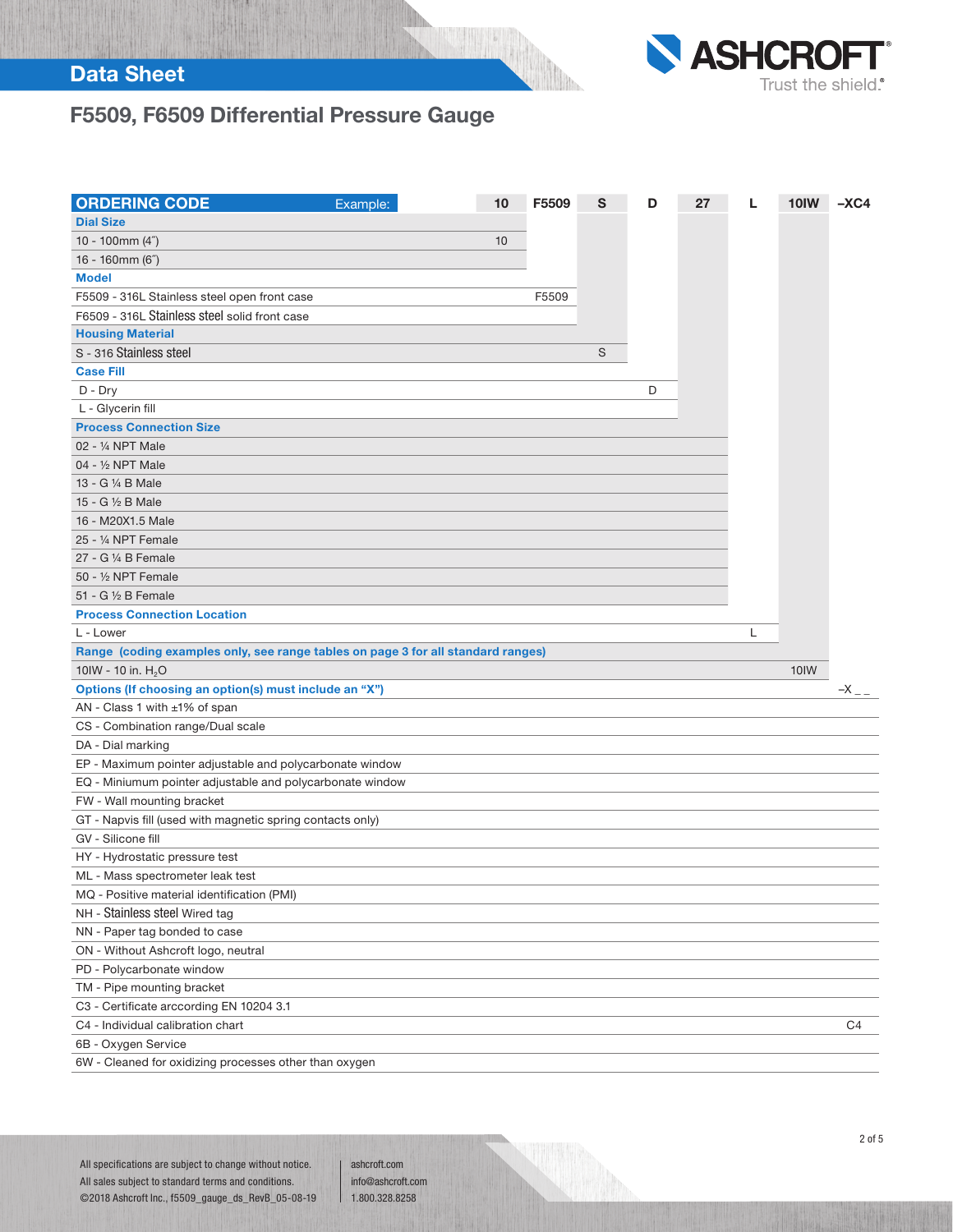# F5509, F6509 Differential Pressure Gauge

## ORDERING CODE

| ORDERING CODE Example: | 10 | F5509 | S | D | 27 | L | 10IW | –XC4 |
|---|---|---|---|---|---|---|---|---|
| **Dial Size** | | | | | | | | |
| 10 - 100mm (4˝) | 10 | | | | | | | |
| 16 - 160mm (6˝) | | | | | | | | |
| **Model** | | | | | | | | |
| F5509 - 316L Stainless steel open front case | | F5509 | | | | | | |
| F6509 - 316L Stainless steel solid front case | | | | | | | | |
| **Housing Material** | | | | | | | | |
| S - 316 Stainless steel | | | S | | | | | |
| **Case Fill** | | | | | | | | |
| D - Dry | | | | D | | | | |
| L - Glycerin fill | | | | | | | | |
| **Process Connection Size** | | | | | | | | |
| 02 - ¼ NPT Male | | | | | | | | |
| 04 - ½ NPT Male | | | | | | | | |
| 13 - G ¼ B Male | | | | | | | | |
| 15 - G ½ B Male | | | | | | | | |
| 16 - M20X1.5 Male | | | | | | | | |
| 25 - ¼ NPT Female | | | | | | | | |
| 27 - G ¼ B Female | | | | | | | | |
| 50 - ½ NPT Female | | | | | | | | |
| 51 - G ½ B Female | | | | | | | | |
| **Process Connection Location** | | | | | | | | |
| L - Lower | | | | | | L | | |
| **Range (coding examples only, see range tables on page 3 for all standard ranges)** | | | | | | | | |
| 10IW - 10 in. $H_2O$ | | | | | | | 10IW | |
| **Options (If choosing an option(s) must include an "X")** | | | | | | | | –X _ _ |
| AN - Class 1 with ±1% of span | | | | | | | | |
| CS - Combination range/Dual scale | | | | | | | | |
| DA - Dial marking | | | | | | | | |
| EP - Maximum pointer adjustable and polycarbonate window | | | | | | | | |
| EQ - Miniumum pointer adjustable and polycarbonate window | | | | | | | | |
| FW - Wall mounting bracket | | | | | | | | |
| GT - Napvis fill (used with magnetic spring contacts only) | | | | | | | | |
| GV - Silicone fill | | | | | | | | |
| HY - Hydrostatic pressure test | | | | | | | | |
| ML - Mass spectrometer leak test | | | | | | | | |
| MQ - Positive material identification (PMI) | | | | | | | | |
| NH - Stainless steel Wired tag | | | | | | | | |
| NN - Paper tag bonded to case | | | | | | | | |
| ON - Without Ashcroft logo, neutral | | | | | | | | |
| PD - Polycarbonate window | | | | | | | | |
| TM - Pipe mounting bracket | | | | | | | | |
| C3 - Certificate arccording EN 10204 3.1 | | | | | | | | |
| C4 - Individual calibration chart | | | | | | | | C4 |
| 6B - Oxygen Service | | | | | | | | |
| 6W - Cleaned for oxidizing processes other than oxygen | | | | | | | | |

All specifications are subject to change without notice.
All sales subject to standard terms and conditions.
©2018 Ashcroft Inc., f5509_gauge_ds_RevB_05-08-19

ashcroft.com
info@ashcroft.com
1.800.328.8258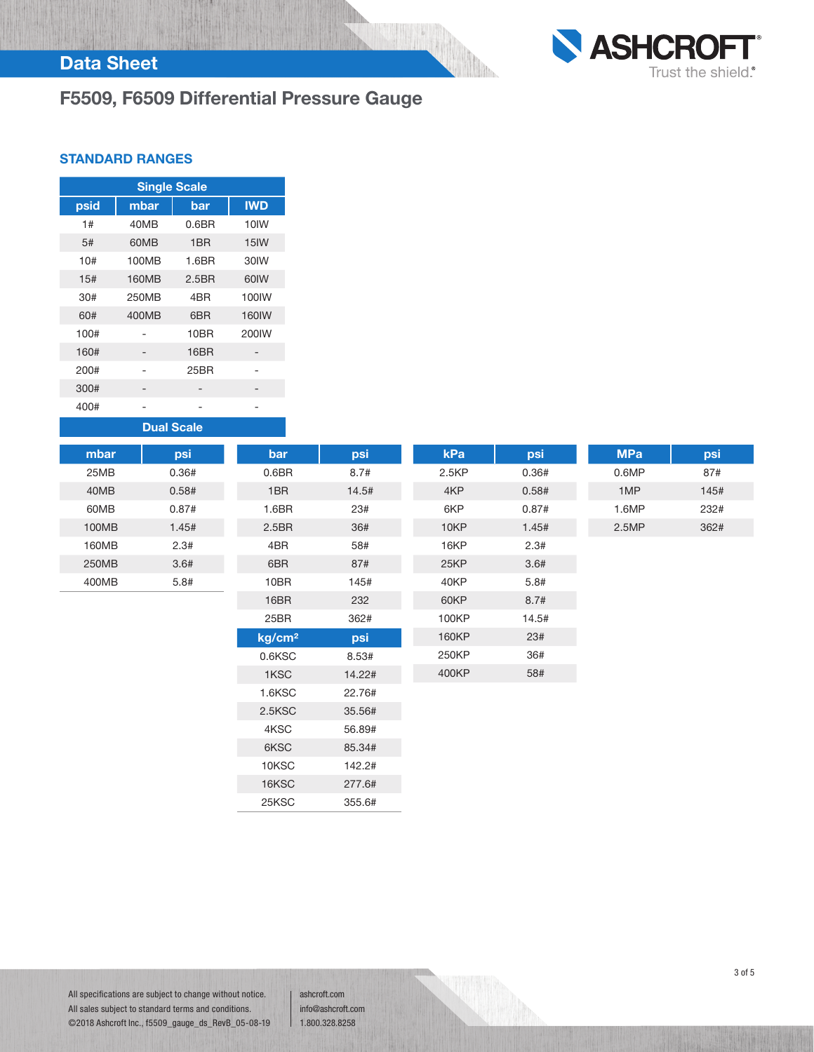# F5509, F6509 Differential Pressure Gauge

## STANDARD RANGES

| Single Scale | | | |
|---|---|---|---|
| psid | mbar | bar | IWD |
| 1# | 40MB | 0.6BR | 10IW |
| 5# | 60MB | 1BR | 15IW |
| 10# | 100MB | 1.6BR | 30IW |
| 15# | 160MB | 2.5BR | 60IW |
| 30# | 250MB | 4BR | 100IW |
| 60# | 400MB | 6BR | 160IW |
| 100# | - | 10BR | 200IW |
| 160# | - | 16BR | - |
| 200# | - | 25BR | - |
| 300# | - | - | - |
| 400# | - | - | - |

**Dual Scale**

| mbar | psi |
|---|---|
| 25MB | 0.36# |
| 40MB | 0.58# |
| 60MB | 0.87# |
| 100MB | 1.45# |
| 160MB | 2.3# |
| 250MB | 3.6# |
| 400MB | 5.8# |

| bar | psi |
|---|---|
| 0.6BR | 8.7# |
| 1BR | 14.5# |
| 1.6BR | 23# |
| 2.5BR | 36# |
| 4BR | 58# |
| 6BR | 87# |
| 10BR | 145# |
| 16BR | 232 |
| 25BR | 362# |

| kg/cm² | psi |
|---|---|
| 0.6KSC | 8.53# |
| 1KSC | 14.22# |
| 1.6KSC | 22.76# |
| 2.5KSC | 35.56# |
| 4KSC | 56.89# |
| 6KSC | 85.34# |
| 10KSC | 142.2# |
| 16KSC | 277.6# |
| 25KSC | 355.6# |

| kPa | psi |
|---|---|
| 2.5KP | 0.36# |
| 4KP | 0.58# |
| 6KP | 0.87# |
| 10KP | 1.45# |
| 16KP | 2.3# |
| 25KP | 3.6# |
| 40KP | 5.8# |
| 60KP | 8.7# |
| 100KP | 14.5# |
| 160KP | 23# |
| 250KP | 36# |
| 400KP | 58# |

| MPa | psi |
|---|---|
| 0.6MP | 87# |
| 1MP | 145# |
| 1.6MP | 232# |
| 2.5MP | 362# |

All specifications are subject to change without notice.
All sales subject to standard terms and conditions.
©2018 Ashcroft Inc., f5509_gauge_ds_RevB_05-08-19

ashcroft.com
info@ashcroft.com
1.800.328.8258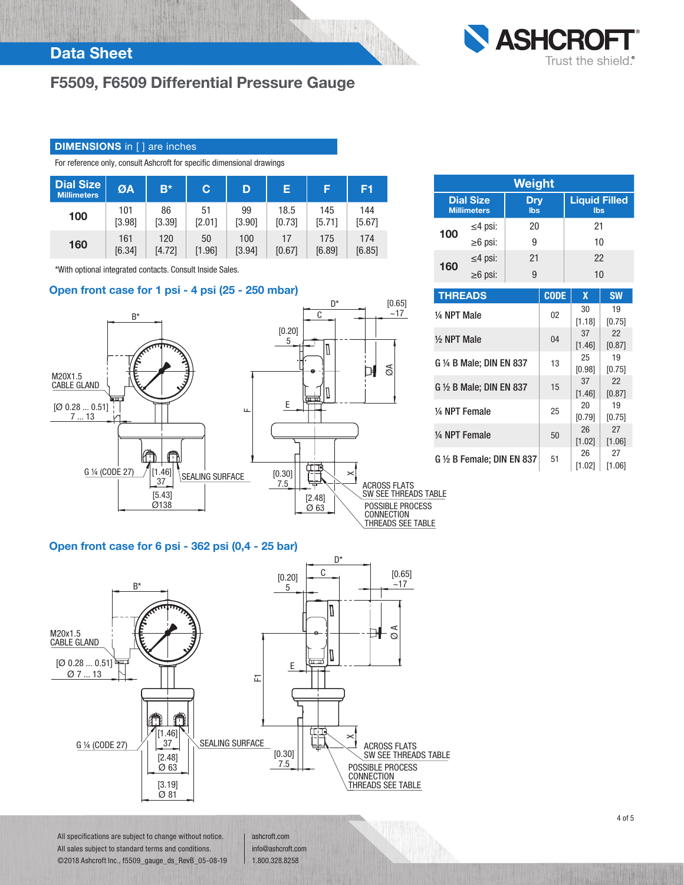# F5509, F6509 Differential Pressure Gauge

## DIMENSIONS in [ ] are inches

For reference only, consult Ashcroft for specific dimensional drawings

| Dial Size Millimeters | ØA | B* | C | D | E | F | F1 |
|---|---|---|---|---|---|---|---|
| 100 | 101 [3.98] | 86 [3.39] | 51 [2.01] | 99 [3.90] | 18.5 [0.73] | 145 [5.71] | 144 [5.67] |
| 160 | 161 [6.34] | 120 [4.72] | 50 [1.96] | 100 [3.94] | 17 [0.67] | 175 [6.89] | 174 [6.85] |

*With optional integrated contacts. Consult Inside Sales.

| Weight | | |
|---|---|---|
| Dial Size Millimeters | Dry lbs | Liquid Filled lbs |
| 100 ≤4 psi: | 20 | 21 |
| 100 ≥6 psi: | 9 | 10 |
| 160 ≤4 psi: | 21 | 22 |
| 160 ≥6 psi: | 9 | 10 |

| THREADS | CODE | X | SW |
|---|---|---|---|
| ¼ NPT Male | 02 | 30 [1.18] | 19 [0.75] |
| ½ NPT Male | 04 | 37 [1.46] | 22 [0.87] |
| G ¼ B Male; DIN EN 837 | 13 | 25 [0.98] | 19 [0.75] |
| G ½ B Male; DIN EN 837 | 15 | 37 [1.46] | 22 [0.87] |
| ¼ NPT Female | 25 | 20 [0.79] | 19 [0.75] |
| ¼ NPT Female | 50 | 26 [1.02] | 27 [1.06] |
| G ½ B Female; DIN EN 837 | 51 | 26 [1.02] | 27 [1.06] |

### Open front case for 1 psi - 4 psi (25 - 250 mbar)

B*, D*, C, [0.65] ~17, [0.20] 5, ØA, M20X1.5 CABLE GLAND, [Ø 0.28 ... 0.51] 7 ... 13, F, E, G ¼ (CODE 27), [1.46] 37, SEALING SURFACE, [5.43] Ø138, [0.30] 7.5, X, [2.48] Ø 63, ACROSS FLATS SW SEE THREADS TABLE, POSSIBLE PROCESS CONNECTION THREADS SEE TABLE

### Open front case for 6 psi - 362 psi (0,4 - 25 bar)

B*, D*, C, [0.20] 5, [0.65] ~17, M20x1.5 CABLE GLAND, [Ø 0.28 ... 0.51] Ø 7 ... 13, Ø A, E, F1, G ¼ (CODE 27), [1.46] 37, SEALING SURFACE, [2.48] Ø 63, [3.19] Ø 81, [0.30] 7.5, X, ACROSS FLATS SW SEE THREADS TABLE, POSSIBLE PROCESS CONNECTION THREADS SEE TABLE

All specifications are subject to change without notice.
All sales subject to standard terms and conditions.
©2018 Ashcroft Inc., f5509_gauge_ds_RevB_05-08-19

ashcroft.com
info@ashcroft.com
1.800.328.8258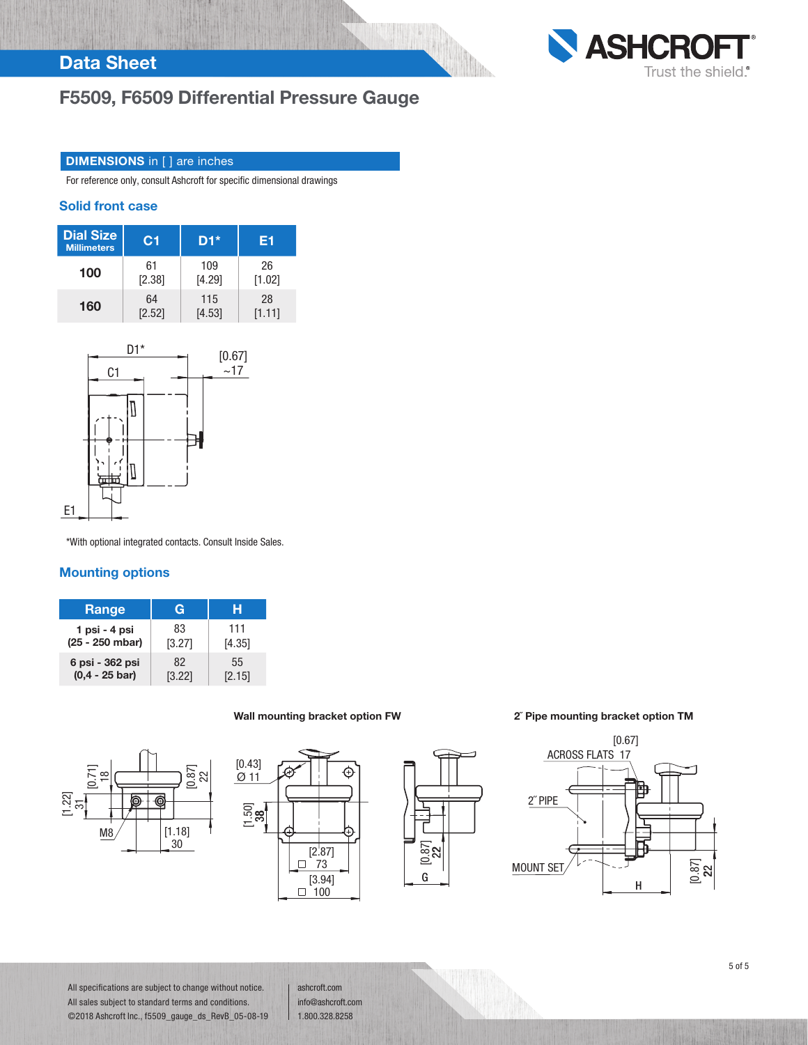# F5509, F6509 Differential Pressure Gauge

## DIMENSIONS in [ ] are inches

For reference only, consult Ashcroft for specific dimensional drawings

### Solid front case

| Dial Size Millimeters | C1 | D1* | E1 |
|---|---|---|---|
| 100 | 61 [2.38] | 109 [4.29] | 26 [1.02] |
| 160 | 64 [2.52] | 115 [4.53] | 28 [1.11] |

D1*
C1
[0.67]
~17
E1

*With optional integrated contacts. Consult Inside Sales.

### Mounting options

| Range | G | H |
|---|---|---|
| 1 psi - 4 psi (25 - 250 mbar) | 83 [3.27] | 111 [4.35] |
| 6 psi - 362 psi (0,4 - 25 bar) | 82 [3.22] | 55 [2.15] |

**Wall mounting bracket option FW**

[0.71] 18
[0.87] 22
[1.22] 31
M8
[1.18] 30
[0.43] Ø 11
[1.50] 38
[2.87] □ 73
[3.94] □ 100
[0.87] 22
G

**2˝ Pipe mounting bracket option TM**

[0.67]
ACROSS FLATS 17
2˝ PIPE
MOUNT SET
H
[0.87] 22

All specifications are subject to change without notice.
All sales subject to standard terms and conditions.
©2018 Ashcroft Inc., f5509_gauge_ds_RevB_05-08-19

ashcroft.com
info@ashcroft.com
1.800.328.8258